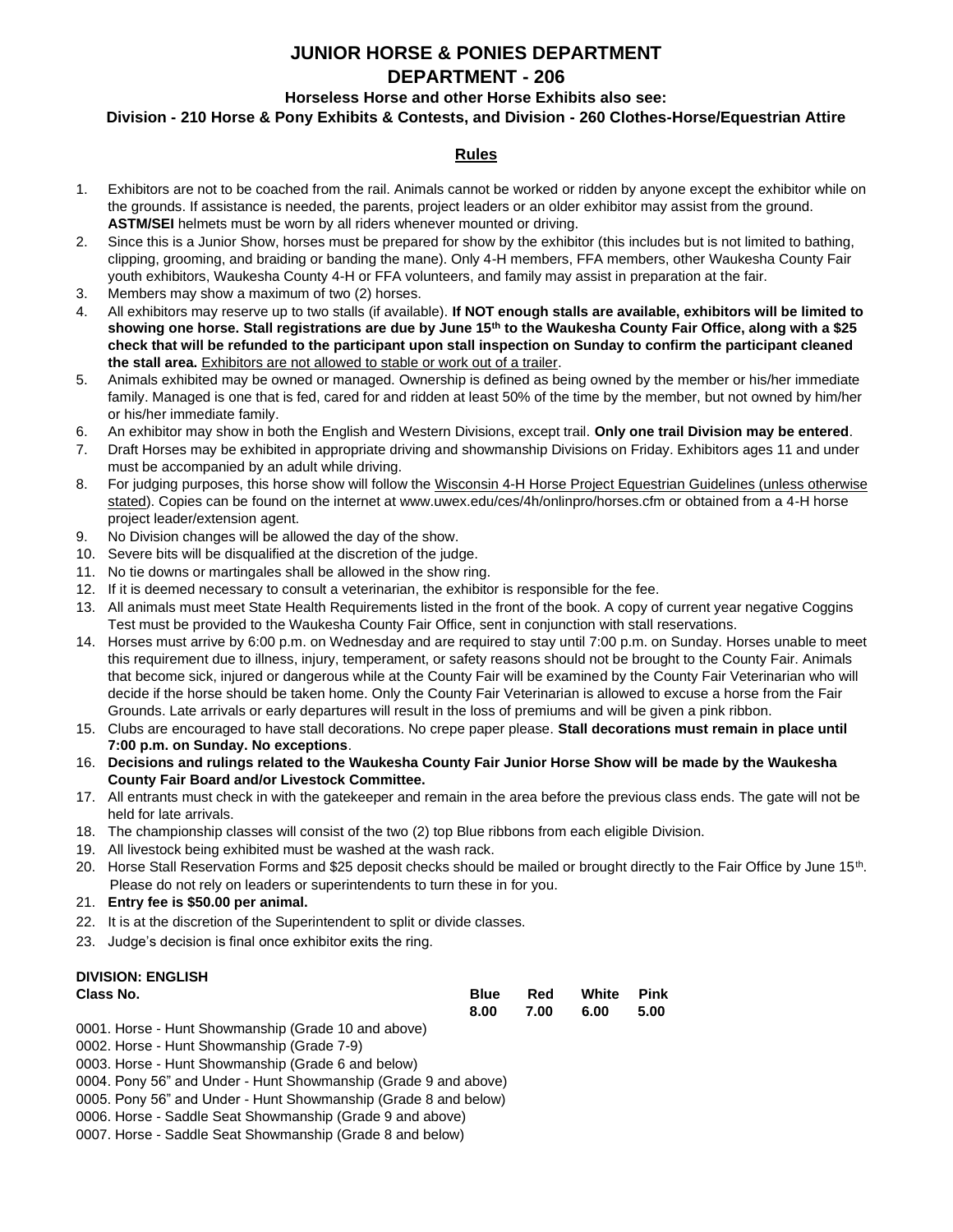# JUNIOR HORSE & PONIES DEPARTMENT

# DEPARTMENT - 206

### Horseless Horse and other Horse Exhibits also see:

### Division - 210 Horse & Pony Exhibits & Contests, and Division - 260 Clothes-Horse/Equestrian Attire

## Rules

1. Exhibitors are not to be coached from the rail. Animals cannot be worked or ridden by anyone except the exhibitor while on the grounds. If assistance is needed, the parents, project leaders or an older exhibitor may assist from the ground. **ASTM/SEI** helmets must be worn by all riders whenever mounted or driving.
2. Since this is a Junior Show, horses must be prepared for show by the exhibitor (this includes but is not limited to bathing, clipping, grooming, and braiding or banding the mane). Only 4-H members, FFA members, other Waukesha County Fair youth exhibitors, Waukesha County 4-H or FFA volunteers, and family may assist in preparation at the fair.
3. Members may show a maximum of two (2) horses.
4. All exhibitors may reserve up to two stalls (if available). **If NOT enough stalls are available, exhibitors will be limited to showing one horse. Stall registrations are due by June 15th to the Waukesha County Fair Office, along with a $25 check that will be refunded to the participant upon stall inspection on Sunday to confirm the participant cleaned the stall area.** Exhibitors are not allowed to stable or work out of a trailer.
5. Animals exhibited may be owned or managed. Ownership is defined as being owned by the member or his/her immediate family. Managed is one that is fed, cared for and ridden at least 50% of the time by the member, but not owned by him/her or his/her immediate family.
6. An exhibitor may show in both the English and Western Divisions, except trail. **Only one trail Division may be entered**.
7. Draft Horses may be exhibited in appropriate driving and showmanship Divisions on Friday. Exhibitors ages 11 and under must be accompanied by an adult while driving.
8. For judging purposes, this horse show will follow the Wisconsin 4-H Horse Project Equestrian Guidelines (unless otherwise stated). Copies can be found on the internet at www.uwex.edu/ces/4h/onlinpro/horses.cfm or obtained from a 4-H horse project leader/extension agent.
9. No Division changes will be allowed the day of the show.
10. Severe bits will be disqualified at the discretion of the judge.
11. No tie downs or martingales shall be allowed in the show ring.
12. If it is deemed necessary to consult a veterinarian, the exhibitor is responsible for the fee.
13. All animals must meet State Health Requirements listed in the front of the book. A copy of current year negative Coggins Test must be provided to the Waukesha County Fair Office, sent in conjunction with stall reservations.
14. Horses must arrive by 6:00 p.m. on Wednesday and are required to stay until 7:00 p.m. on Sunday. Horses unable to meet this requirement due to illness, injury, temperament, or safety reasons should not be brought to the County Fair. Animals that become sick, injured or dangerous while at the County Fair will be examined by the County Fair Veterinarian who will decide if the horse should be taken home. Only the County Fair Veterinarian is allowed to excuse a horse from the Fair Grounds. Late arrivals or early departures will result in the loss of premiums and will be given a pink ribbon.
15. Clubs are encouraged to have stall decorations. No crepe paper please. **Stall decorations must remain in place until 7:00 p.m. on Sunday. No exceptions**.
16. **Decisions and rulings related to the Waukesha County Fair Junior Horse Show will be made by the Waukesha County Fair Board and/or Livestock Committee.**
17. All entrants must check in with the gatekeeper and remain in the area before the previous class ends. The gate will not be held for late arrivals.
18. The championship classes will consist of the two (2) top Blue ribbons from each eligible Division.
19. All livestock being exhibited must be washed at the wash rack.
20. Horse Stall Reservation Forms and $25 deposit checks should be mailed or brought directly to the Fair Office by June 15th. Please do not rely on leaders or superintendents to turn these in for you.
21. **Entry fee is $50.00 per animal.**
22. It is at the discretion of the Superintendent to split or divide classes.
23. Judge's decision is final once exhibitor exits the ring.

**DIVISION: ENGLISH**

| Class No. | Blue | Red | White | Pink |
|---|---|---|---|---|
| | 8.00 | 7.00 | 6.00 | 5.00 |
| 0001. Horse - Hunt Showmanship (Grade 10 and above) | | | | |
| 0002. Horse - Hunt Showmanship (Grade 7-9) | | | | |
| 0003. Horse - Hunt Showmanship (Grade 6 and below) | | | | |
| 0004. Pony 56" and Under - Hunt Showmanship (Grade 9 and above) | | | | |
| 0005. Pony 56" and Under - Hunt Showmanship (Grade 8 and below) | | | | |
| 0006. Horse - Saddle Seat Showmanship (Grade 9 and above) | | | | |
| 0007. Horse - Saddle Seat Showmanship (Grade 8 and below) | | | | |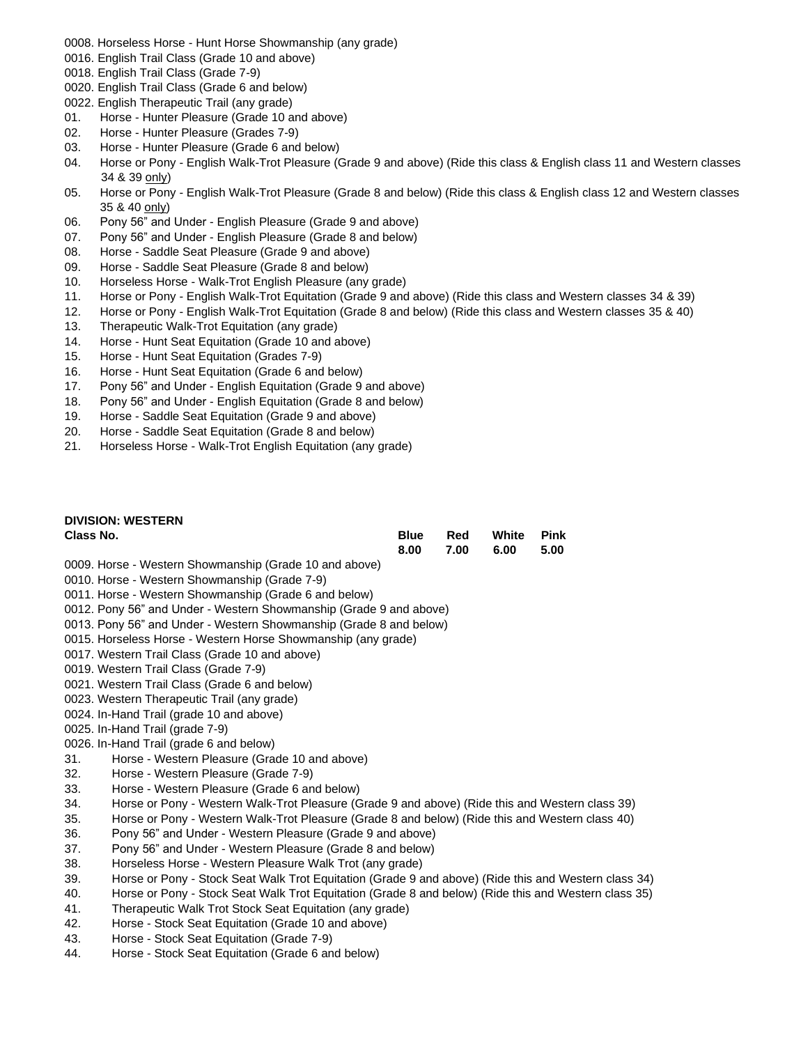0008. Horseless Horse - Hunt Horse Showmanship (any grade)
0016. English Trail Class (Grade 10 and above)
0018. English Trail Class (Grade 7-9)
0020. English Trail Class (Grade 6 and below)
0022. English Therapeutic Trail (any grade)
01. Horse - Hunter Pleasure (Grade 10 and above)
02. Horse - Hunter Pleasure (Grades 7-9)
03. Horse - Hunter Pleasure (Grade 6 and below)
04. Horse or Pony - English Walk-Trot Pleasure (Grade 9 and above) (Ride this class & English class 11 and Western classes 34 & 39 only)
05. Horse or Pony - English Walk-Trot Pleasure (Grade 8 and below) (Ride this class & English class 12 and Western classes 35 & 40 only)
06. Pony 56" and Under - English Pleasure (Grade 9 and above)
07. Pony 56" and Under - English Pleasure (Grade 8 and below)
08. Horse - Saddle Seat Pleasure (Grade 9 and above)
09. Horse - Saddle Seat Pleasure (Grade 8 and below)
10. Horseless Horse - Walk-Trot English Pleasure (any grade)
11. Horse or Pony - English Walk-Trot Equitation (Grade 9 and above) (Ride this class and Western classes 34 & 39)
12. Horse or Pony - English Walk-Trot Equitation (Grade 8 and below) (Ride this class and Western classes 35 & 40)
13. Therapeutic Walk-Trot Equitation (any grade)
14. Horse - Hunt Seat Equitation (Grade 10 and above)
15. Horse - Hunt Seat Equitation (Grades 7-9)
16. Horse - Hunt Seat Equitation (Grade 6 and below)
17. Pony 56" and Under - English Equitation (Grade 9 and above)
18. Pony 56" and Under - English Equitation (Grade 8 and below)
19. Horse - Saddle Seat Equitation (Grade 9 and above)
20. Horse - Saddle Seat Equitation (Grade 8 and below)
21. Horseless Horse - Walk-Trot English Equitation (any grade)

**DIVISION: WESTERN**

| **Class No.** | **Blue** | **Red** | **White** | **Pink** |
|---|---|---|---|---|
| | **8.00** | **7.00** | **6.00** | **5.00** |

0009. Horse - Western Showmanship (Grade 10 and above)
0010. Horse - Western Showmanship (Grade 7-9)
0011. Horse - Western Showmanship (Grade 6 and below)
0012. Pony 56" and Under - Western Showmanship (Grade 9 and above)
0013. Pony 56" and Under - Western Showmanship (Grade 8 and below)
0015. Horseless Horse - Western Horse Showmanship (any grade)
0017. Western Trail Class (Grade 10 and above)
0019. Western Trail Class (Grade 7-9)
0021. Western Trail Class (Grade 6 and below)
0023. Western Therapeutic Trail (any grade)
0024. In-Hand Trail (grade 10 and above)
0025. In-Hand Trail (grade 7-9)
0026. In-Hand Trail (grade 6 and below)
31. Horse - Western Pleasure (Grade 10 and above)
32. Horse - Western Pleasure (Grade 7-9)
33. Horse - Western Pleasure (Grade 6 and below)
34. Horse or Pony - Western Walk-Trot Pleasure (Grade 9 and above) (Ride this and Western class 39)
35. Horse or Pony - Western Walk-Trot Pleasure (Grade 8 and below) (Ride this and Western class 40)
36. Pony 56" and Under - Western Pleasure (Grade 9 and above)
37. Pony 56" and Under - Western Pleasure (Grade 8 and below)
38. Horseless Horse - Western Pleasure Walk Trot (any grade)
39. Horse or Pony - Stock Seat Walk Trot Equitation (Grade 9 and above) (Ride this and Western class 34)
40. Horse or Pony - Stock Seat Walk Trot Equitation (Grade 8 and below) (Ride this and Western class 35)
41. Therapeutic Walk Trot Stock Seat Equitation (any grade)
42. Horse - Stock Seat Equitation (Grade 10 and above)
43. Horse - Stock Seat Equitation (Grade 7-9)
44. Horse - Stock Seat Equitation (Grade 6 and below)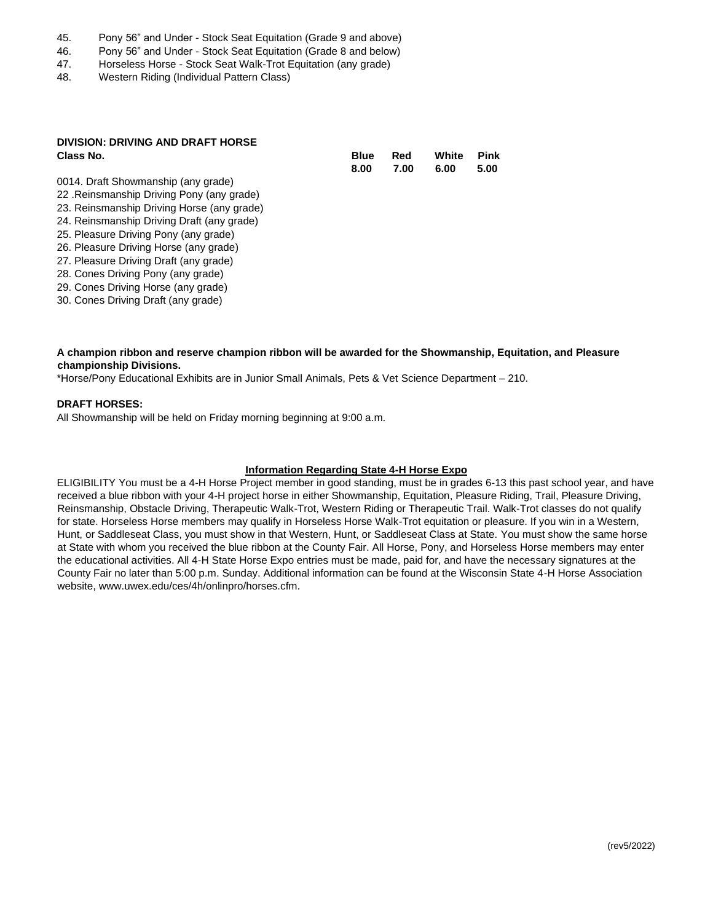45. Pony 56" and Under - Stock Seat Equitation (Grade 9 and above)
46. Pony 56" and Under - Stock Seat Equitation (Grade 8 and below)
47. Horseless Horse - Stock Seat Walk-Trot Equitation (any grade)
48. Western Riding (Individual Pattern Class)

**DIVISION: DRIVING AND DRAFT HORSE**

| **Class No.** | **Blue** | **Red** | **White** | **Pink** |
|---|---|---|---|---|
| | **8.00** | **7.00** | **6.00** | **5.00** |
| 0014. Draft Showmanship (any grade) | | | | |
| 22 .Reinsmanship Driving Pony (any grade) | | | | |
| 23. Reinsmanship Driving Horse (any grade) | | | | |
| 24. Reinsmanship Driving Draft (any grade) | | | | |
| 25. Pleasure Driving Pony (any grade) | | | | |
| 26. Pleasure Driving Horse (any grade) | | | | |
| 27. Pleasure Driving Draft (any grade) | | | | |
| 28. Cones Driving Pony (any grade) | | | | |
| 29. Cones Driving Horse (any grade) | | | | |
| 30. Cones Driving Draft (any grade) | | | | |

**A champion ribbon and reserve champion ribbon will be awarded for the Showmanship, Equitation, and Pleasure championship Divisions.**

*Horse/Pony Educational Exhibits are in Junior Small Animals, Pets & Vet Science Department – 210.

**DRAFT HORSES:**

All Showmanship will be held on Friday morning beginning at 9:00 a.m.

**Information Regarding State 4-H Horse Expo**

ELIGIBILITY You must be a 4-H Horse Project member in good standing, must be in grades 6-13 this past school year, and have received a blue ribbon with your 4-H project horse in either Showmanship, Equitation, Pleasure Riding, Trail, Pleasure Driving, Reinsmanship, Obstacle Driving, Therapeutic Walk-Trot, Western Riding or Therapeutic Trail. Walk-Trot classes do not qualify for state. Horseless Horse members may qualify in Horseless Horse Walk-Trot equitation or pleasure. If you win in a Western, Hunt, or Saddleseat Class, you must show in that Western, Hunt, or Saddleseat Class at State. You must show the same horse at State with whom you received the blue ribbon at the County Fair. All Horse, Pony, and Horseless Horse members may enter the educational activities. All 4-H State Horse Expo entries must be made, paid for, and have the necessary signatures at the County Fair no later than 5:00 p.m. Sunday. Additional information can be found at the Wisconsin State 4-H Horse Association website, www.uwex.edu/ces/4h/onlinpro/horses.cfm.

(rev5/2022)